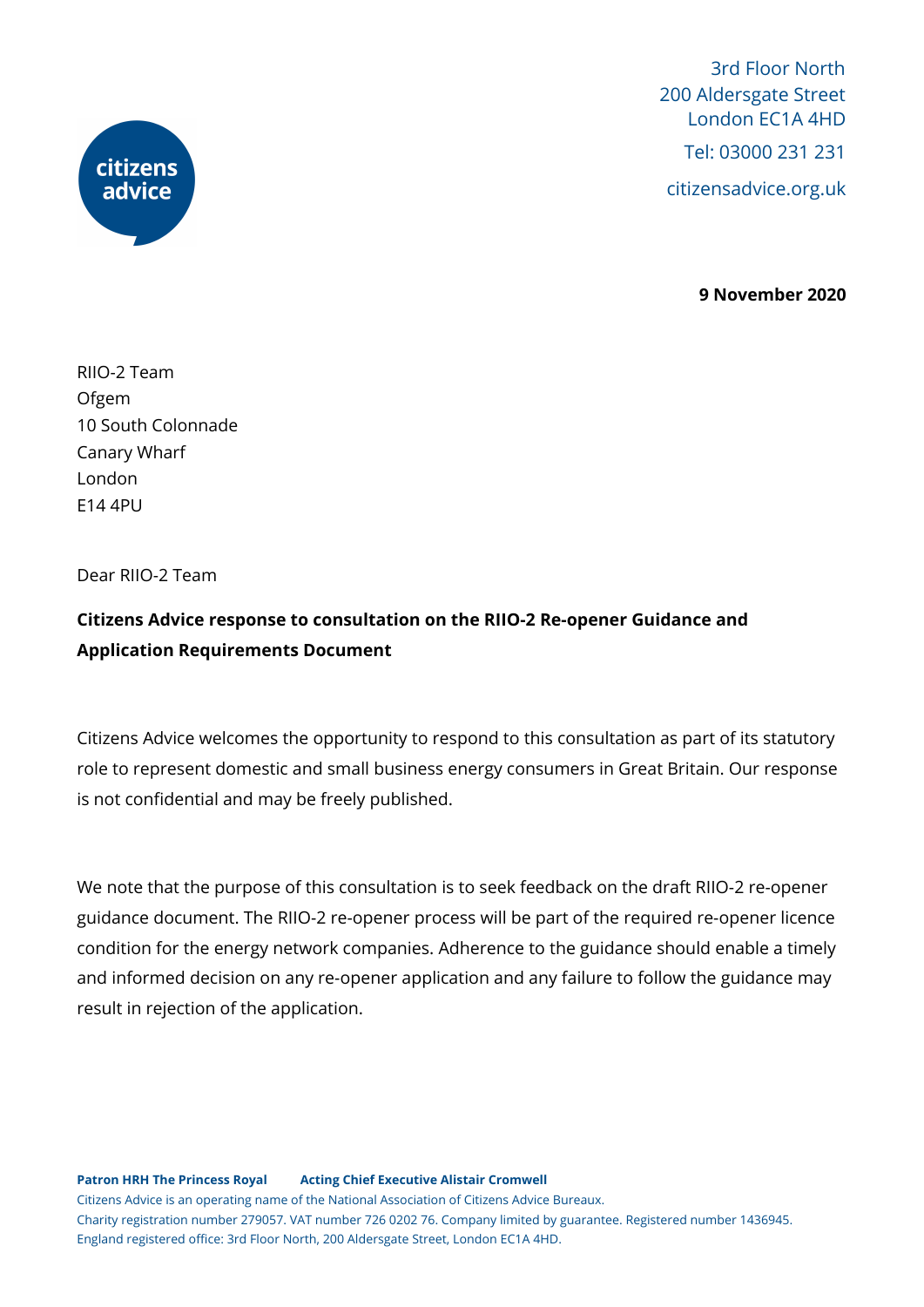3rd Floor North
200 Aldersgate Street
London EC1A 4HD

Tel: 03000 231 231

citizensadvice.org.uk

**9 November 2020**

RIIO-2 Team
Ofgem
10 South Colonnade
Canary Wharf
London
E14 4PU

Dear RIIO-2 Team

**Citizens Advice response to consultation on the RIIO-2 Re-opener Guidance and Application Requirements Document**

Citizens Advice welcomes the opportunity to respond to this consultation as part of its statutory role to represent domestic and small business energy consumers in Great Britain. Our response is not confidential and may be freely published.

We note that the purpose of this consultation is to seek feedback on the draft RIIO-2 re-opener guidance document. The RIIO-2 re-opener process will be part of the required re-opener licence condition for the energy network companies. Adherence to the guidance should enable a timely and informed decision on any re-opener application and any failure to follow the guidance may result in rejection of the application.

**Patron HRH The Princess Royal** **Acting Chief Executive Alistair Cromwell**
Citizens Advice is an operating name of the National Association of Citizens Advice Bureaux.
Charity registration number 279057. VAT number 726 0202 76. Company limited by guarantee. Registered number 1436945.
England registered office: 3rd Floor North, 200 Aldersgate Street, London EC1A 4HD.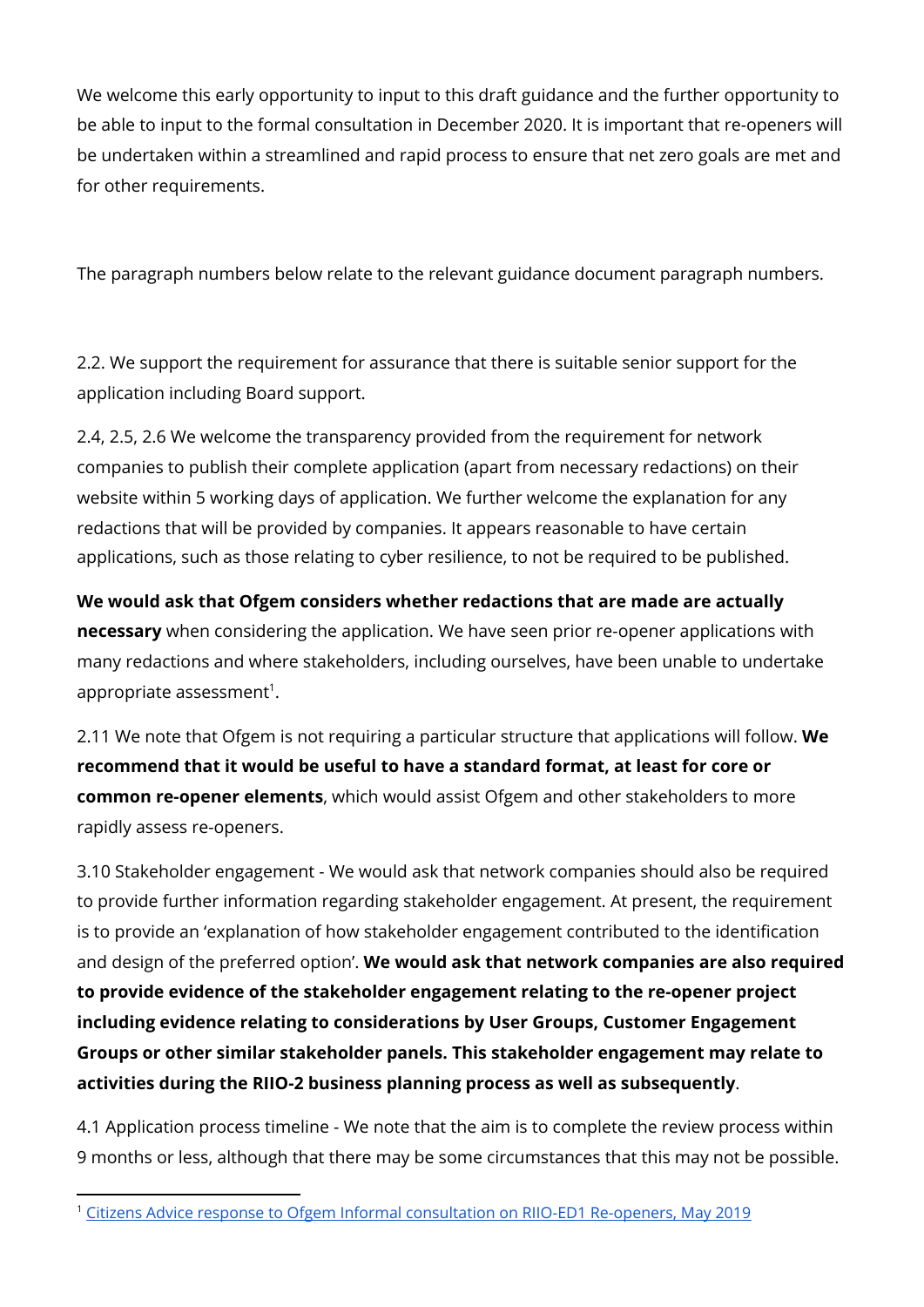We welcome this early opportunity to input to this draft guidance and the further opportunity to be able to input to the formal consultation in December 2020. It is important that re-openers will be undertaken within a streamlined and rapid process to ensure that net zero goals are met and for other requirements.

The paragraph numbers below relate to the relevant guidance document paragraph numbers.

2.2. We support the requirement for assurance that there is suitable senior support for the application including Board support.

2.4, 2.5, 2.6 We welcome the transparency provided from the requirement for network companies to publish their complete application (apart from necessary redactions) on their website within 5 working days of application. We further welcome the explanation for any redactions that will be provided by companies. It appears reasonable to have certain applications, such as those relating to cyber resilience, to not be required to be published.

**We would ask that Ofgem considers whether redactions that are made are actually necessary** when considering the application. We have seen prior re-opener applications with many redactions and where stakeholders, including ourselves, have been unable to undertake appropriate assessment[1].

2.11 We note that Ofgem is not requiring a particular structure that applications will follow. **We recommend that it would be useful to have a standard format, at least for core or common re-opener elements**, which would assist Ofgem and other stakeholders to more rapidly assess re-openers.

3.10 Stakeholder engagement - We would ask that network companies should also be required to provide further information regarding stakeholder engagement. At present, the requirement is to provide an 'explanation of how stakeholder engagement contributed to the identification and design of the preferred option'. **We would ask that network companies are also required to provide evidence of the stakeholder engagement relating to the re-opener project including evidence relating to considerations by User Groups, Customer Engagement Groups or other similar stakeholder panels. This stakeholder engagement may relate to activities during the RIIO-2 business planning process as well as subsequently**.

4.1 Application process timeline - We note that the aim is to complete the review process within 9 months or less, although that there may be some circumstances that this may not be possible.

---

[1] Citizens Advice response to Ofgem Informal consultation on RIIO-ED1 Re-openers, May 2019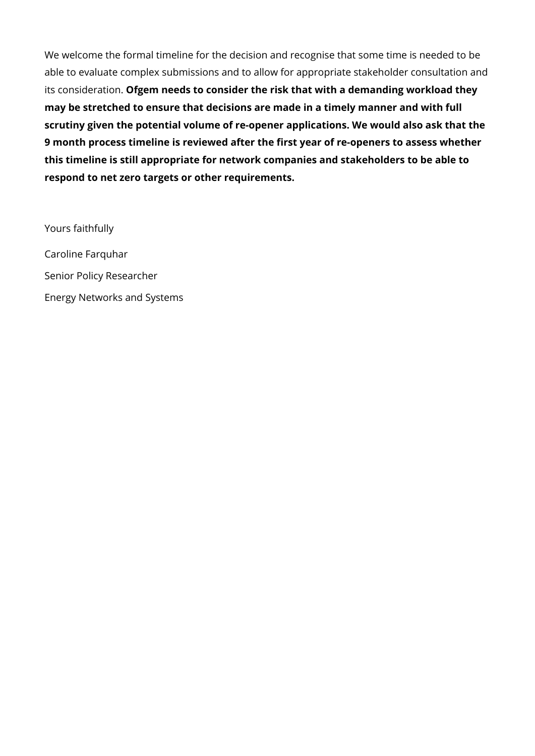We welcome the formal timeline for the decision and recognise that some time is needed to be able to evaluate complex submissions and to allow for appropriate stakeholder consultation and its consideration. **Ofgem needs to consider the risk that with a demanding workload they may be stretched to ensure that decisions are made in a timely manner and with full scrutiny given the potential volume of re-opener applications. We would also ask that the 9 month process timeline is reviewed after the first year of re-openers to assess whether this timeline is still appropriate for network companies and stakeholders to be able to respond to net zero targets or other requirements.**

Yours faithfully

Caroline Farquhar

Senior Policy Researcher

Energy Networks and Systems